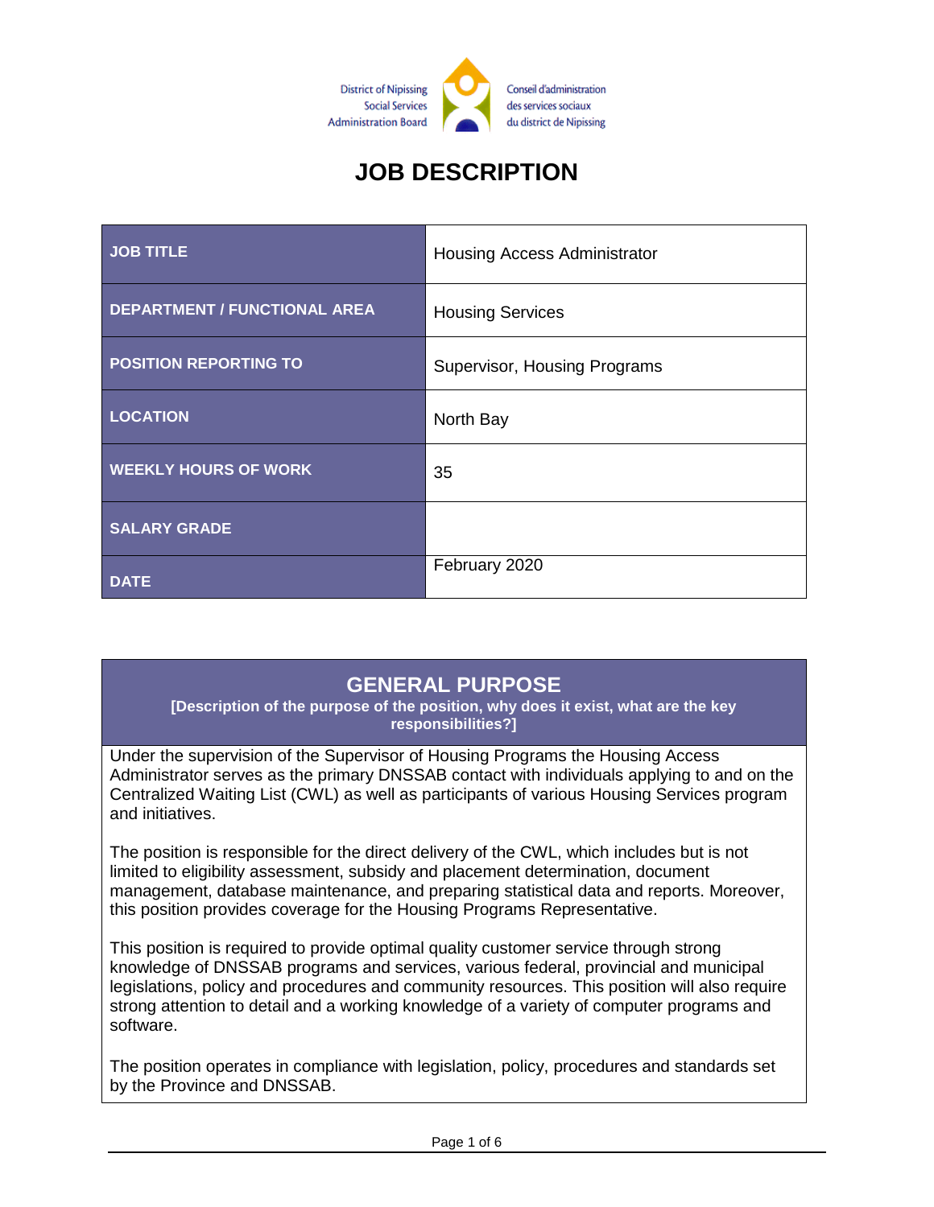District of Nipissing Social Services Administration Board

Conseil d'administration des services sociaux du district de Nipissing

# JOB DESCRIPTION

| | |
|---|---|
| **JOB TITLE** | Housing Access Administrator |
| **DEPARTMENT / FUNCTIONAL AREA** | Housing Services |
| **POSITION REPORTING TO** | Supervisor, Housing Programs |
| **LOCATION** | North Bay |
| **WEEKLY HOURS OF WORK** | 35 |
| **SALARY GRADE** | |
| **DATE** | February 2020 |

## GENERAL PURPOSE

**[Description of the purpose of the position, why does it exist, what are the key responsibilities?]**

Under the supervision of the Supervisor of Housing Programs the Housing Access Administrator serves as the primary DNSSAB contact with individuals applying to and on the Centralized Waiting List (CWL) as well as participants of various Housing Services program and initiatives.

The position is responsible for the direct delivery of the CWL, which includes but is not limited to eligibility assessment, subsidy and placement determination, document management, database maintenance, and preparing statistical data and reports. Moreover, this position provides coverage for the Housing Programs Representative.

This position is required to provide optimal quality customer service through strong knowledge of DNSSAB programs and services, various federal, provincial and municipal legislations, policy and procedures and community resources. This position will also require strong attention to detail and a working knowledge of a variety of computer programs and software.

The position operates in compliance with legislation, policy, procedures and standards set by the Province and DNSSAB.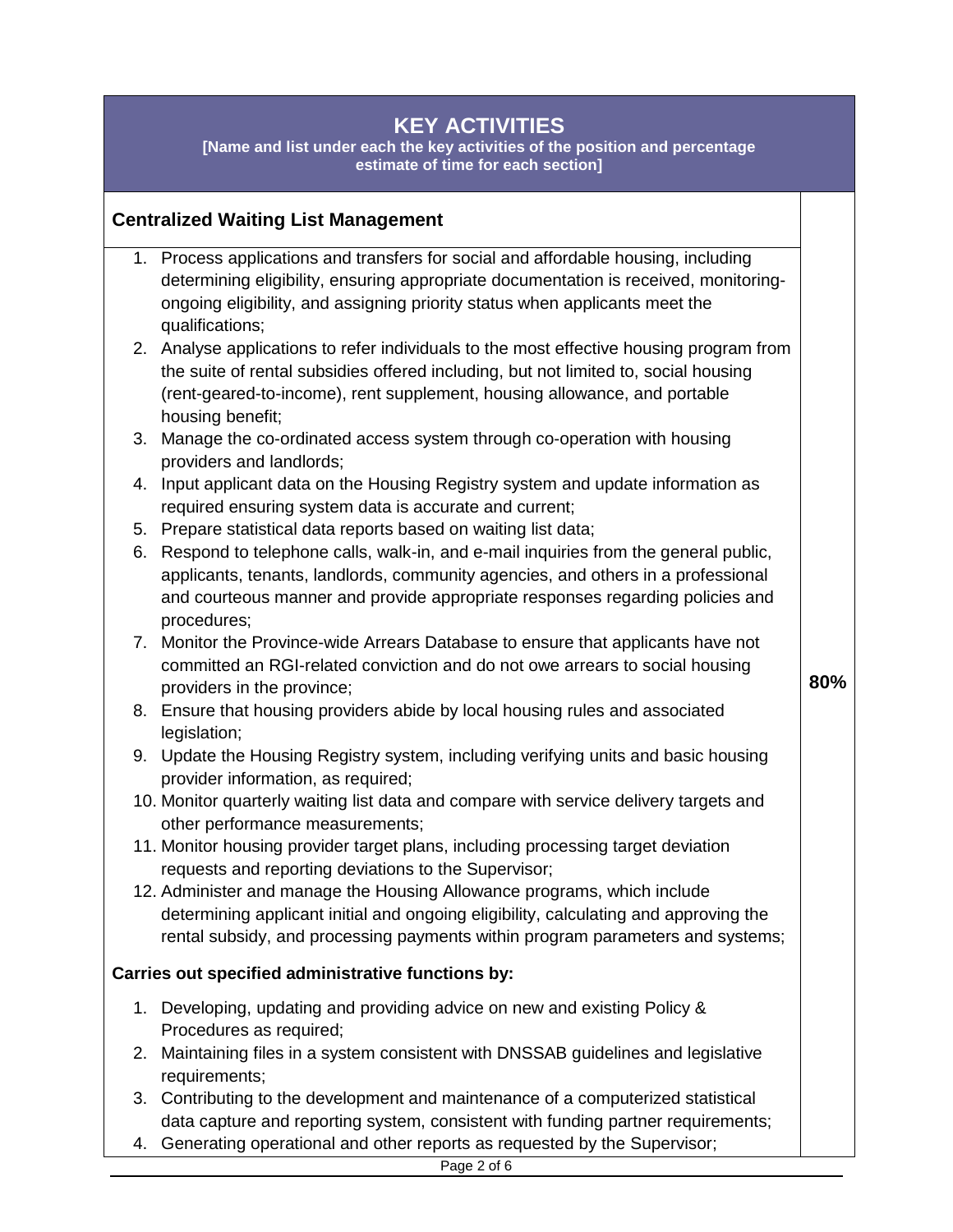## KEY ACTIVITIES

**[Name and list under each the key activities of the position and percentage estimate of time for each section]**

### Centralized Waiting List Management

**80%**

1. Process applications and transfers for social and affordable housing, including determining eligibility, ensuring appropriate documentation is received, monitoring-ongoing eligibility, and assigning priority status when applicants meet the qualifications;
2. Analyse applications to refer individuals to the most effective housing program from the suite of rental subsidies offered including, but not limited to, social housing (rent-geared-to-income), rent supplement, housing allowance, and portable housing benefit;
3. Manage the co-ordinated access system through co-operation with housing providers and landlords;
4. Input applicant data on the Housing Registry system and update information as required ensuring system data is accurate and current;
5. Prepare statistical data reports based on waiting list data;
6. Respond to telephone calls, walk-in, and e-mail inquiries from the general public, applicants, tenants, landlords, community agencies, and others in a professional and courteous manner and provide appropriate responses regarding policies and procedures;
7. Monitor the Province-wide Arrears Database to ensure that applicants have not committed an RGI-related conviction and do not owe arrears to social housing providers in the province;
8. Ensure that housing providers abide by local housing rules and associated legislation;
9. Update the Housing Registry system, including verifying units and basic housing provider information, as required;
10. Monitor quarterly waiting list data and compare with service delivery targets and other performance measurements;
11. Monitor housing provider target plans, including processing target deviation requests and reporting deviations to the Supervisor;
12. Administer and manage the Housing Allowance programs, which include determining applicant initial and ongoing eligibility, calculating and approving the rental subsidy, and processing payments within program parameters and systems;

**Carries out specified administrative functions by:**

1. Developing, updating and providing advice on new and existing Policy & Procedures as required;
2. Maintaining files in a system consistent with DNSSAB guidelines and legislative requirements;
3. Contributing to the development and maintenance of a computerized statistical data capture and reporting system, consistent with funding partner requirements;
4. Generating operational and other reports as requested by the Supervisor;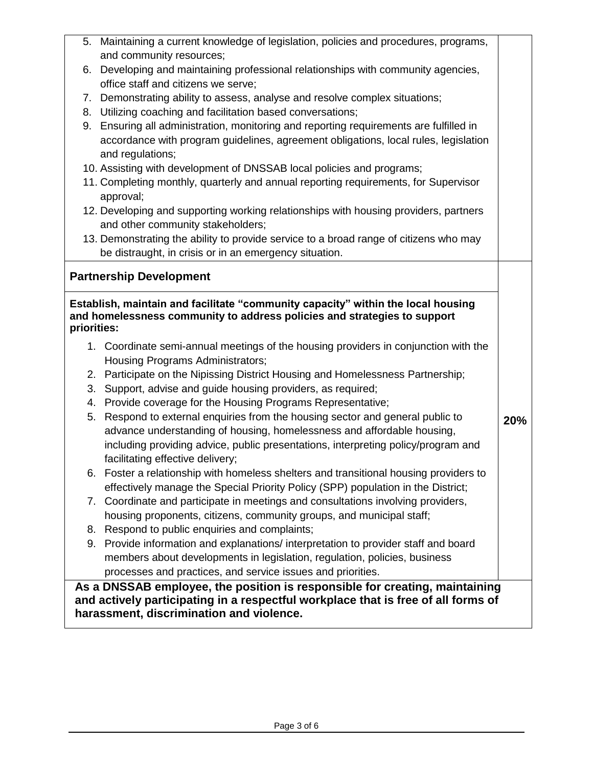5. Maintaining a current knowledge of legislation, policies and procedures, programs, and community resources;
6. Developing and maintaining professional relationships with community agencies, office staff and citizens we serve;
7. Demonstrating ability to assess, analyse and resolve complex situations;
8. Utilizing coaching and facilitation based conversations;
9. Ensuring all administration, monitoring and reporting requirements are fulfilled in accordance with program guidelines, agreement obligations, local rules, legislation and regulations;
10. Assisting with development of DNSSAB local policies and programs;
11. Completing monthly, quarterly and annual reporting requirements, for Supervisor approval;
12. Developing and supporting working relationships with housing providers, partners and other community stakeholders;
13. Demonstrating the ability to provide service to a broad range of citizens who may be distraught, in crisis or in an emergency situation.

## Partnership Development

**20%**

**Establish, maintain and facilitate "community capacity" within the local housing and homelessness community to address policies and strategies to support priorities:**

1. Coordinate semi-annual meetings of the housing providers in conjunction with the Housing Programs Administrators;
2. Participate on the Nipissing District Housing and Homelessness Partnership;
3. Support, advise and guide housing providers, as required;
4. Provide coverage for the Housing Programs Representative;
5. Respond to external enquiries from the housing sector and general public to advance understanding of housing, homelessness and affordable housing, including providing advice, public presentations, interpreting policy/program and facilitating effective delivery;
6. Foster a relationship with homeless shelters and transitional housing providers to effectively manage the Special Priority Policy (SPP) population in the District;
7. Coordinate and participate in meetings and consultations involving providers, housing proponents, citizens, community groups, and municipal staff;
8. Respond to public enquiries and complaints;
9. Provide information and explanations/ interpretation to provider staff and board members about developments in legislation, regulation, policies, business processes and practices, and service issues and priorities.

**As a DNSSAB employee, the position is responsible for creating, maintaining and actively participating in a respectful workplace that is free of all forms of harassment, discrimination and violence.**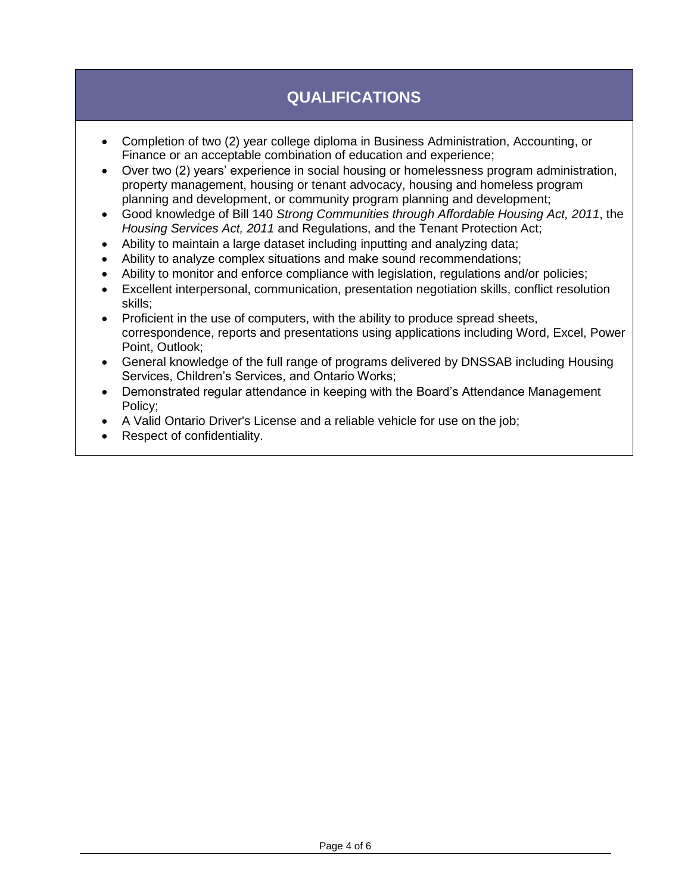## QUALIFICATIONS

- Completion of two (2) year college diploma in Business Administration, Accounting, or Finance or an acceptable combination of education and experience;
- Over two (2) years' experience in social housing or homelessness program administration, property management, housing or tenant advocacy, housing and homeless program planning and development, or community program planning and development;
- Good knowledge of Bill 140 *Strong Communities through Affordable Housing Act, 2011*, the *Housing Services Act, 2011* and Regulations, and the Tenant Protection Act;
- Ability to maintain a large dataset including inputting and analyzing data;
- Ability to analyze complex situations and make sound recommendations;
- Ability to monitor and enforce compliance with legislation, regulations and/or policies;
- Excellent interpersonal, communication, presentation negotiation skills, conflict resolution skills;
- Proficient in the use of computers, with the ability to produce spread sheets, correspondence, reports and presentations using applications including Word, Excel, Power Point, Outlook;
- General knowledge of the full range of programs delivered by DNSSAB including Housing Services, Children's Services, and Ontario Works;
- Demonstrated regular attendance in keeping with the Board's Attendance Management Policy;
- A Valid Ontario Driver's License and a reliable vehicle for use on the job;
- Respect of confidentiality.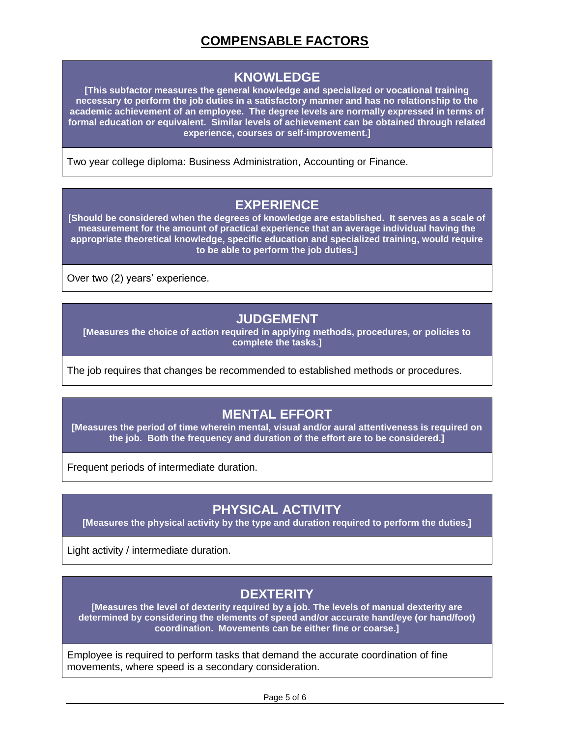# COMPENSABLE FACTORS

## KNOWLEDGE

**[This subfactor measures the general knowledge and specialized or vocational training necessary to perform the job duties in a satisfactory manner and has no relationship to the academic achievement of an employee. The degree levels are normally expressed in terms of formal education or equivalent. Similar levels of achievement can be obtained through related experience, courses or self-improvement.]**

Two year college diploma: Business Administration, Accounting or Finance.

## EXPERIENCE

**[Should be considered when the degrees of knowledge are established. It serves as a scale of measurement for the amount of practical experience that an average individual having the appropriate theoretical knowledge, specific education and specialized training, would require to be able to perform the job duties.]**

Over two (2) years' experience.

## JUDGEMENT

**[Measures the choice of action required in applying methods, procedures, or policies to complete the tasks.]**

The job requires that changes be recommended to established methods or procedures.

## MENTAL EFFORT

**[Measures the period of time wherein mental, visual and/or aural attentiveness is required on the job. Both the frequency and duration of the effort are to be considered.]**

Frequent periods of intermediate duration.

## PHYSICAL ACTIVITY

**[Measures the physical activity by the type and duration required to perform the duties.]**

Light activity / intermediate duration.

## DEXTERITY

**[Measures the level of dexterity required by a job. The levels of manual dexterity are determined by considering the elements of speed and/or accurate hand/eye (or hand/foot) coordination. Movements can be either fine or coarse.]**

Employee is required to perform tasks that demand the accurate coordination of fine movements, where speed is a secondary consideration.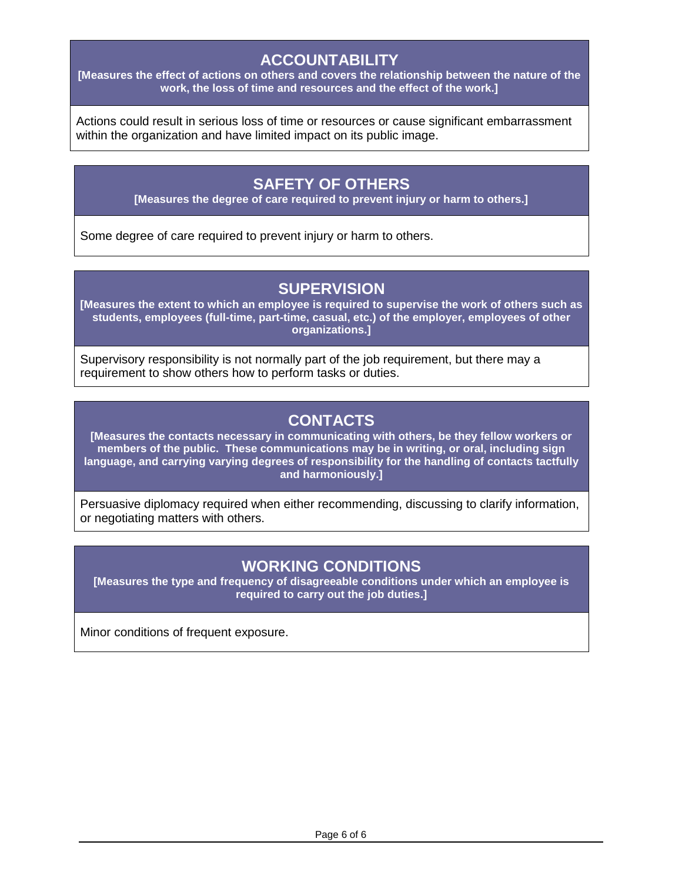## ACCOUNTABILITY

**[Measures the effect of actions on others and covers the relationship between the nature of the work, the loss of time and resources and the effect of the work.]**

Actions could result in serious loss of time or resources or cause significant embarrassment within the organization and have limited impact on its public image.

## SAFETY OF OTHERS

**[Measures the degree of care required to prevent injury or harm to others.]**

Some degree of care required to prevent injury or harm to others.

## SUPERVISION

**[Measures the extent to which an employee is required to supervise the work of others such as students, employees (full-time, part-time, casual, etc.) of the employer, employees of other organizations.]**

Supervisory responsibility is not normally part of the job requirement, but there may a requirement to show others how to perform tasks or duties.

## CONTACTS

**[Measures the contacts necessary in communicating with others, be they fellow workers or members of the public. These communications may be in writing, or oral, including sign language, and carrying varying degrees of responsibility for the handling of contacts tactfully and harmoniously.]**

Persuasive diplomacy required when either recommending, discussing to clarify information, or negotiating matters with others.

## WORKING CONDITIONS

**[Measures the type and frequency of disagreeable conditions under which an employee is required to carry out the job duties.]**

Minor conditions of frequent exposure.